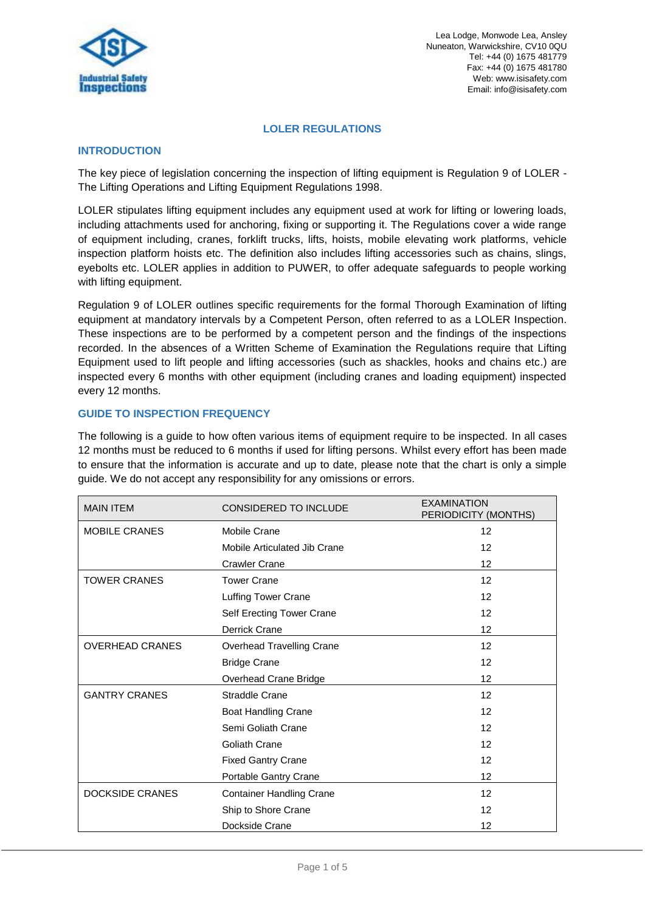Lea Lodge, Monwode Lea, Ansley
Nuneaton, Warwickshire, CV10 0QU
Tel: +44 (0) 1675 481779
Fax: +44 (0) 1675 481780
Web: www.isisafety.com
Email: info@isisafety.com

# LOLER REGULATIONS

## INTRODUCTION

The key piece of legislation concerning the inspection of lifting equipment is Regulation 9 of LOLER - The Lifting Operations and Lifting Equipment Regulations 1998.

LOLER stipulates lifting equipment includes any equipment used at work for lifting or lowering loads, including attachments used for anchoring, fixing or supporting it. The Regulations cover a wide range of equipment including, cranes, forklift trucks, lifts, hoists, mobile elevating work platforms, vehicle inspection platform hoists etc. The definition also includes lifting accessories such as chains, slings, eyebolts etc. LOLER applies in addition to PUWER, to offer adequate safeguards to people working with lifting equipment.

Regulation 9 of LOLER outlines specific requirements for the formal Thorough Examination of lifting equipment at mandatory intervals by a Competent Person, often referred to as a LOLER Inspection. These inspections are to be performed by a competent person and the findings of the inspections recorded. In the absences of a Written Scheme of Examination the Regulations require that Lifting Equipment used to lift people and lifting accessories (such as shackles, hooks and chains etc.) are inspected every 6 months with other equipment (including cranes and loading equipment) inspected every 12 months.

## GUIDE TO INSPECTION FREQUENCY

The following is a guide to how often various items of equipment require to be inspected. In all cases 12 months must be reduced to 6 months if used for lifting persons. Whilst every effort has been made to ensure that the information is accurate and up to date, please note that the chart is only a simple guide. We do not accept any responsibility for any omissions or errors.

| MAIN ITEM | CONSIDERED TO INCLUDE | EXAMINATION PERIODICITY (MONTHS) |
|---|---|---|
| MOBILE CRANES | Mobile Crane | 12 |
| | Mobile Articulated Jib Crane | 12 |
| | Crawler Crane | 12 |
| TOWER CRANES | Tower Crane | 12 |
| | Luffing Tower Crane | 12 |
| | Self Erecting Tower Crane | 12 |
| | Derrick Crane | 12 |
| OVERHEAD CRANES | Overhead Travelling Crane | 12 |
| | Bridge Crane | 12 |
| | Overhead Crane Bridge | 12 |
| GANTRY CRANES | Straddle Crane | 12 |
| | Boat Handling Crane | 12 |
| | Semi Goliath Crane | 12 |
| | Goliath Crane | 12 |
| | Fixed Gantry Crane | 12 |
| | Portable Gantry Crane | 12 |
| DOCKSIDE CRANES | Container Handling Crane | 12 |
| | Ship to Shore Crane | 12 |
| | Dockside Crane | 12 |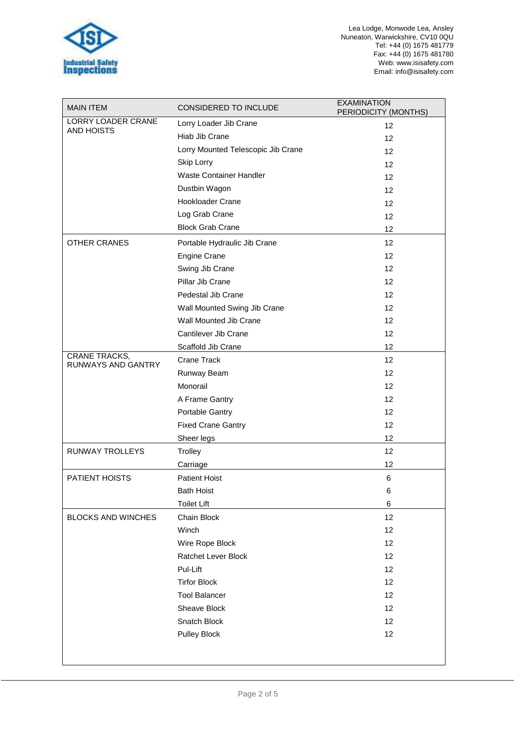Lea Lodge, Monwode Lea, Ansley
Nuneaton, Warwickshire, CV10 0QU
Tel: +44 (0) 1675 481779
Fax: +44 (0) 1675 481780
Web: www.isisafety.com
Email: info@isisafety.com

| MAIN ITEM | CONSIDERED TO INCLUDE | EXAMINATION PERIODICITY (MONTHS) |
|---|---|---|
| LORRY LOADER CRANE AND HOISTS | Lorry Loader Jib Crane | 12 |
| | Hiab Jib Crane | 12 |
| | Lorry Mounted Telescopic Jib Crane | 12 |
| | Skip Lorry | 12 |
| | Waste Container Handler | 12 |
| | Dustbin Wagon | 12 |
| | Hookloader Crane | 12 |
| | Log Grab Crane | 12 |
| | Block Grab Crane | 12 |
| OTHER CRANES | Portable Hydraulic Jib Crane | 12 |
| | Engine Crane | 12 |
| | Swing Jib Crane | 12 |
| | Pillar Jib Crane | 12 |
| | Pedestal Jib Crane | 12 |
| | Wall Mounted Swing Jib Crane | 12 |
| | Wall Mounted Jib Crane | 12 |
| | Cantilever Jib Crane | 12 |
| | Scaffold Jib Crane | 12 |
| CRANE TRACKS, RUNWAYS AND GANTRY | Crane Track | 12 |
| | Runway Beam | 12 |
| | Monorail | 12 |
| | A Frame Gantry | 12 |
| | Portable Gantry | 12 |
| | Fixed Crane Gantry | 12 |
| | Sheer legs | 12 |
| RUNWAY TROLLEYS | Trolley | 12 |
| | Carriage | 12 |
| PATIENT HOISTS | Patient Hoist | 6 |
| | Bath Hoist | 6 |
| | Toilet Lift | 6 |
| BLOCKS AND WINCHES | Chain Block | 12 |
| | Winch | 12 |
| | Wire Rope Block | 12 |
| | Ratchet Lever Block | 12 |
| | Pul-Lift | 12 |
| | Tirfor Block | 12 |
| | Tool Balancer | 12 |
| | Sheave Block | 12 |
| | Snatch Block | 12 |
| | Pulley Block | 12 |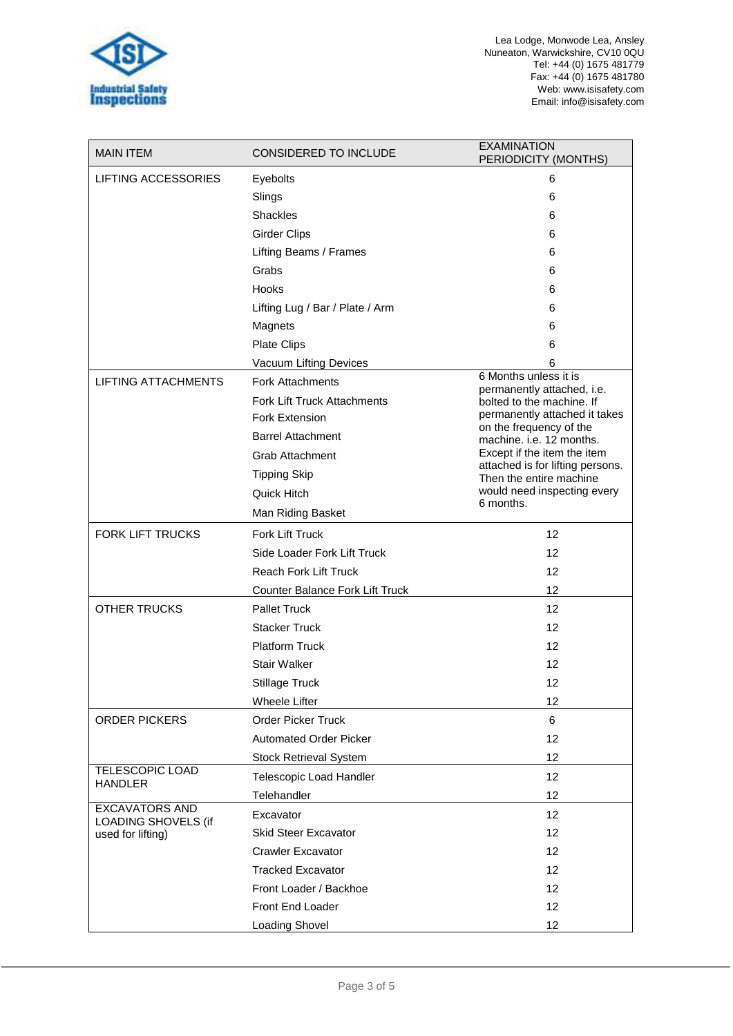| MAIN ITEM | CONSIDERED TO INCLUDE | EXAMINATION PERIODICITY (MONTHS) |
|---|---|---|
| LIFTING ACCESSORIES | Eyebolts | 6 |
| | Slings | 6 |
| | Shackles | 6 |
| | Girder Clips | 6 |
| | Lifting Beams / Frames | 6 |
| | Grabs | 6 |
| | Hooks | 6 |
| | Lifting Lug / Bar / Plate / Arm | 6 |
| | Magnets | 6 |
| | Plate Clips | 6 |
| | Vacuum Lifting Devices | 6 |
| LIFTING ATTACHMENTS | Fork Attachments | 6 Months unless it is permanently attached, i.e. bolted to the machine. If permanently attached it takes on the frequency of the machine. i.e. 12 months. Except if the item the item attached is for lifting persons. Then the entire machine would need inspecting every 6 months. |
| | Fork Lift Truck Attachments | |
| | Fork Extension | |
| | Barrel Attachment | |
| | Grab Attachment | |
| | Tipping Skip | |
| | Quick Hitch | |
| | Man Riding Basket | |
| FORK LIFT TRUCKS | Fork Lift Truck | 12 |
| | Side Loader Fork Lift Truck | 12 |
| | Reach Fork Lift Truck | 12 |
| | Counter Balance Fork Lift Truck | 12 |
| OTHER TRUCKS | Pallet Truck | 12 |
| | Stacker Truck | 12 |
| | Platform Truck | 12 |
| | Stair Walker | 12 |
| | Stillage Truck | 12 |
| | Wheele Lifter | 12 |
| ORDER PICKERS | Order Picker Truck | 6 |
| | Automated Order Picker | 12 |
| | Stock Retrieval System | 12 |
| TELESCOPIC LOAD HANDLER | Telescopic Load Handler | 12 |
| | Telehandler | 12 |
| EXCAVATORS AND LOADING SHOVELS (if used for lifting) | Excavator | 12 |
| | Skid Steer Excavator | 12 |
| | Crawler Excavator | 12 |
| | Tracked Excavator | 12 |
| | Front Loader / Backhoe | 12 |
| | Front End Loader | 12 |
| | Loading Shovel | 12 |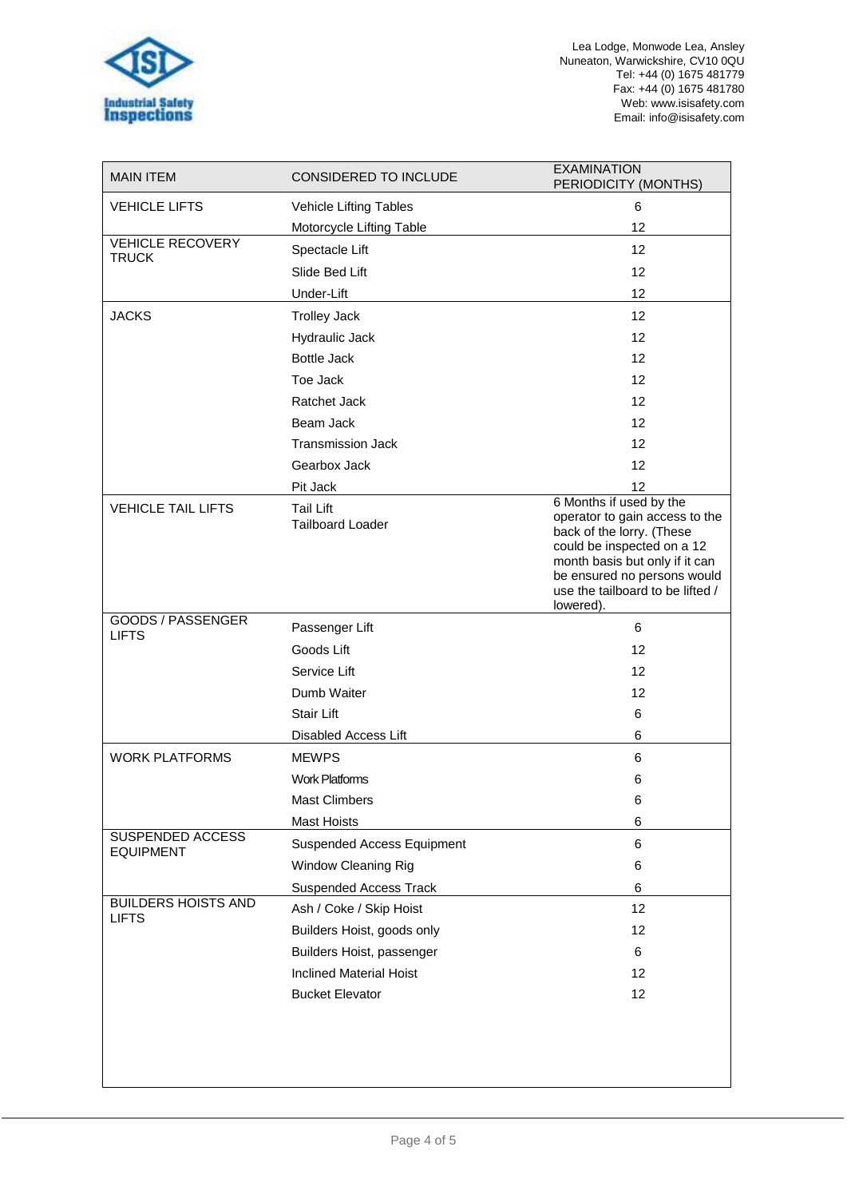| MAIN ITEM | CONSIDERED TO INCLUDE | EXAMINATION PERIODICITY (MONTHS) |
|---|---|---|
| VEHICLE LIFTS | Vehicle Lifting Tables | 6 |
| | Motorcycle Lifting Table | 12 |
| VEHICLE RECOVERY TRUCK | Spectacle Lift | 12 |
| | Slide Bed Lift | 12 |
| | Under-Lift | 12 |
| JACKS | Trolley Jack | 12 |
| | Hydraulic Jack | 12 |
| | Bottle Jack | 12 |
| | Toe Jack | 12 |
| | Ratchet Jack | 12 |
| | Beam Jack | 12 |
| | Transmission Jack | 12 |
| | Gearbox Jack | 12 |
| | Pit Jack | 12 |
| VEHICLE TAIL LIFTS | Tail Lift<br>Tailboard Loader | 6 Months if used by the operator to gain access to the back of the lorry. (These could be inspected on a 12 month basis but only if it can be ensured no persons would use the tailboard to be lifted / lowered). |
| GOODS / PASSENGER LIFTS | Passenger Lift | 6 |
| | Goods Lift | 12 |
| | Service Lift | 12 |
| | Dumb Waiter | 12 |
| | Stair Lift | 6 |
| | Disabled Access Lift | 6 |
| WORK PLATFORMS | MEWPS | 6 |
| | Work Platforms | 6 |
| | Mast Climbers | 6 |
| | Mast Hoists | 6 |
| SUSPENDED ACCESS EQUIPMENT | Suspended Access Equipment | 6 |
| | Window Cleaning Rig | 6 |
| | Suspended Access Track | 6 |
| BUILDERS HOISTS AND LIFTS | Ash / Coke / Skip Hoist | 12 |
| | Builders Hoist, goods only | 12 |
| | Builders Hoist, passenger | 6 |
| | Inclined Material Hoist | 12 |
| | Bucket Elevator | 12 |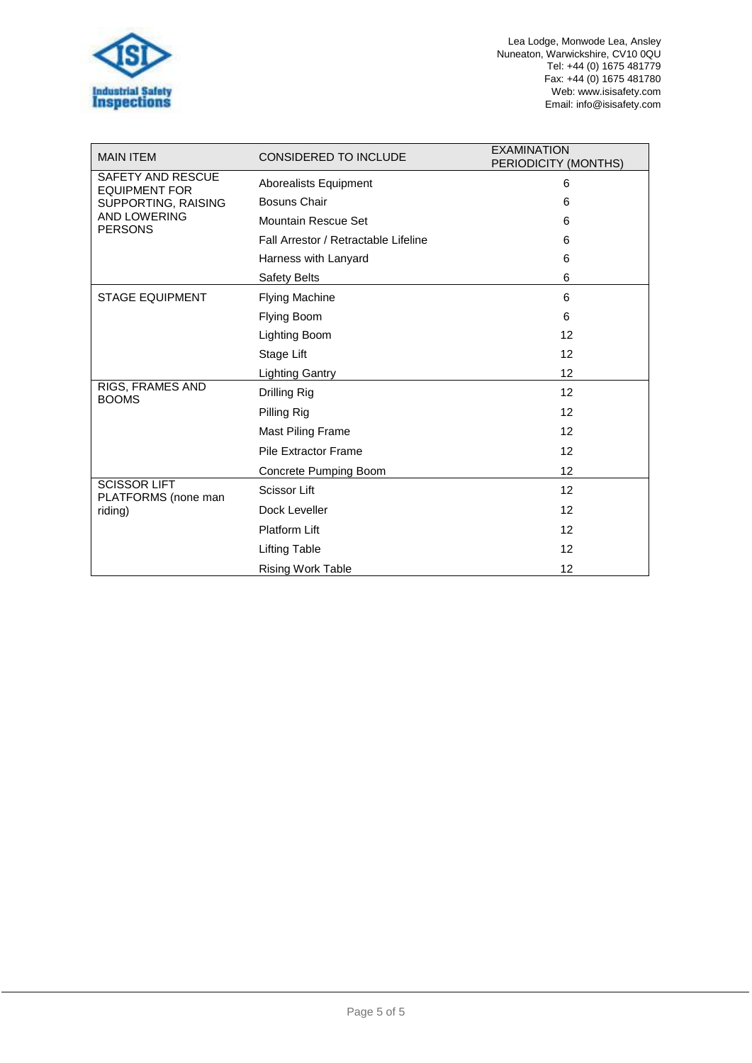Industrial Safety Inspections

Lea Lodge, Monwode Lea, Ansley
Nuneaton, Warwickshire, CV10 0QU
Tel: +44 (0) 1675 481779
Fax: +44 (0) 1675 481780
Web: www.isisafety.com
Email: info@isisafety.com

| MAIN ITEM | CONSIDERED TO INCLUDE | EXAMINATION PERIODICITY (MONTHS) |
|---|---|---|
| SAFETY AND RESCUE EQUIPMENT FOR SUPPORTING, RAISING AND LOWERING PERSONS | Aborealists Equipment | 6 |
| | Bosuns Chair | 6 |
| | Mountain Rescue Set | 6 |
| | Fall Arrestor / Retractable Lifeline | 6 |
| | Harness with Lanyard | 6 |
| | Safety Belts | 6 |
| STAGE EQUIPMENT | Flying Machine | 6 |
| | Flying Boom | 6 |
| | Lighting Boom | 12 |
| | Stage Lift | 12 |
| | Lighting Gantry | 12 |
| RIGS, FRAMES AND BOOMS | Drilling Rig | 12 |
| | Pilling Rig | 12 |
| | Mast Piling Frame | 12 |
| | Pile Extractor Frame | 12 |
| | Concrete Pumping Boom | 12 |
| SCISSOR LIFT PLATFORMS (none man riding) | Scissor Lift | 12 |
| | Dock Leveller | 12 |
| | Platform Lift | 12 |
| | Lifting Table | 12 |
| | Rising Work Table | 12 |